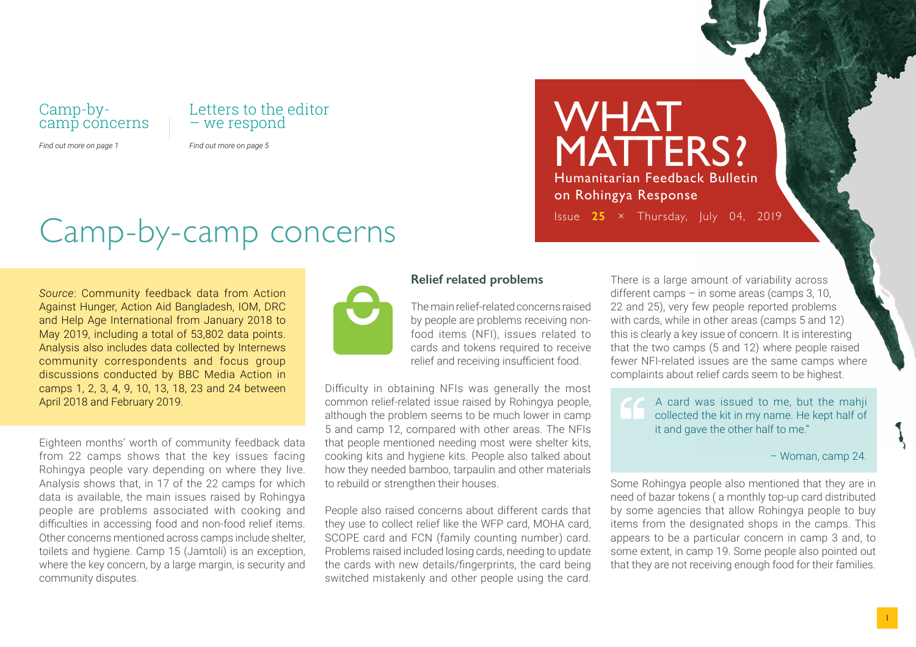Camp-by-camp concerns

*Find out more on page 1*

Letters to the editor – we respond

*Find out more on page 5*

# WHAT MATTERS?

Humanitarian Feedback Bulletin on Rohingya Response

Issue **25** × Thursday, July 04, 2019

# Camp-by-camp concerns

*Source*: Community feedback data from Action Against Hunger, Action Aid Bangladesh, IOM, DRC and Help Age International from January 2018 to May 2019, including a total of 53,802 data points. Analysis also includes data collected by Internews community correspondents and focus group discussions conducted by BBC Media Action in camps 1, 2, 3, 4, 9, 10, 13, 18, 23 and 24 between April 2018 and February 2019.

Eighteen months' worth of community feedback data from 22 camps shows that the key issues facing Rohingya people vary depending on where they live. Analysis shows that, in 17 of the 22 camps for which data is available, the main issues raised by Rohingya people are problems associated with cooking and difficulties in accessing food and non-food relief items. Other concerns mentioned across camps include shelter, toilets and hygiene. Camp 15 (Jamtoli) is an exception, where the key concern, by a large margin, is security and community disputes.

### Relief related problems

The main relief-related concerns raised by people are problems receiving non-food items (NFI), issues related to cards and tokens required to receive relief and receiving insufficient food.

Difficulty in obtaining NFIs was generally the most common relief-related issue raised by Rohingya people, although the problem seems to be much lower in camp 5 and camp 12, compared with other areas. The NFIs that people mentioned needing most were shelter kits, cooking kits and hygiene kits. People also talked about how they needed bamboo, tarpaulin and other materials to rebuild or strengthen their houses.

People also raised concerns about different cards that they use to collect relief like the WFP card, MOHA card, SCOPE card and FCN (family counting number) card. Problems raised included losing cards, needing to update the cards with new details/fingerprints, the card being switched mistakenly and other people using the card.

There is a large amount of variability across different camps – in some areas (camps 3, 10, 22 and 25), very few people reported problems with cards, while in other areas (camps 5 and 12) this is clearly a key issue of concern. It is interesting that the two camps (5 and 12) where people raised fewer NFI-related issues are the same camps where complaints about relief cards seem to be highest.

> A card was issued to me, but the mahji collected the kit in my name. He kept half of it and gave the other half to me."
>
> – Woman, camp 24.

Some Rohingya people also mentioned that they are in need of bazar tokens ( a monthly top-up card distributed by some agencies that allow Rohingya people to buy items from the designated shops in the camps. This appears to be a particular concern in camp 3 and, to some extent, in camp 19. Some people also pointed out that they are not receiving enough food for their families.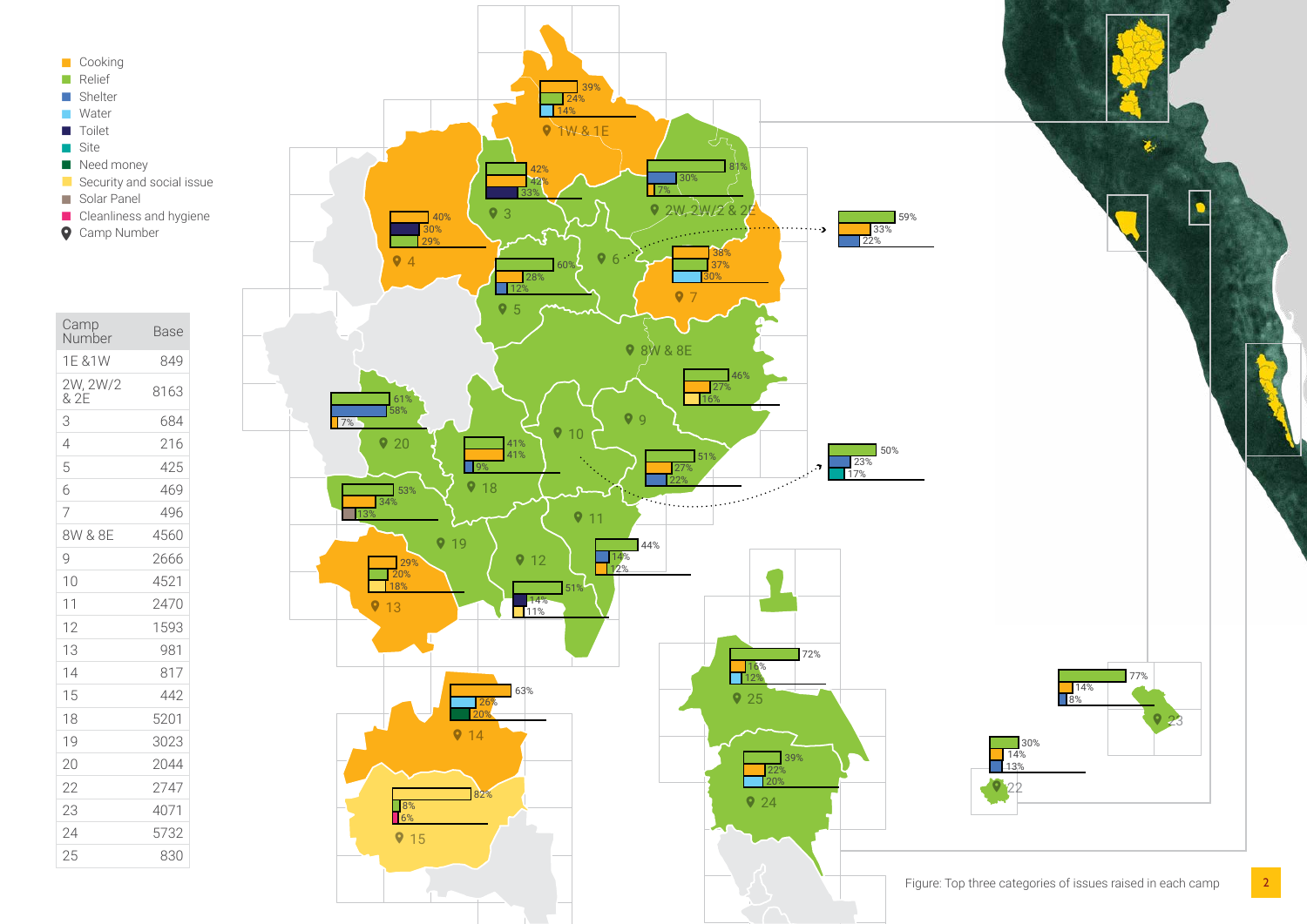| Camp Number | Base |
|---|---|
| 1E &1W | 849 |
| 2W, 2W/2 & 2E | 8163 |
| 3 | 684 |
| 4 | 216 |
| 5 | 425 |
| 6 | 469 |
| 7 | 496 |
| 8W & 8E | 4560 |
| 9 | 2666 |
| 10 | 4521 |
| 11 | 2470 |
| 12 | 1593 |
| 13 | 981 |
| 14 | 817 |
| 15 | 442 |
| 18 | 5201 |
| 19 | 3023 |
| 20 | 2044 |
| 22 | 2747 |
| 23 | 4071 |
| 24 | 5732 |
| 25 | 830 |

Legend: Cooking, Relief, Shelter, Water, Toilet, Site, Need money, Security and social issue, Solar Panel, Cleanliness and hygiene, Camp Number

| Camp | Top three issues |
|---|---|
| 1W & 1E | Cooking 39%, Relief 24%, Water 14% |
| 2W, 2W/2 & 2E | Relief 81%, Shelter 30%, Cooking 7% |
| 3 | Relief 42%, Cooking 42%, Toilet 33% |
| 4 | Cooking 40%, Toilet 30%, Relief 29% |
| 5 | Relief 60%, Cooking 28%, Shelter 12% |
| 6 | Relief 59%, Cooking 33%, Shelter 22% |
| 7 | Cooking 38%, Relief 37%, Water 30% |
| 8W & 8E | Relief 46%, Cooking 27%, Security and social issue 16% |
| 9 | Relief 51%, Cooking 27%, Shelter 22% |
| 10 | Relief 50%, Shelter 23%, Site 17% |
| 11 | Relief 44%, Shelter 14%, Cooking 12% |
| 12 | Relief 51%, Toilet 14%, Security and social issue 11% |
| 13 | Cooking 29%, Relief 20%, Security and social issue 18% |
| 14 | Cooking 63%, Water 26%, Need money 20% |
| 15 | Security and social issue 82%, Relief 8%, Cleanliness and hygiene 6% |
| 18 | Relief 41%, Cooking 41%, Shelter 9% |
| 19 | Relief 53%, Cooking 34%, Solar Panel 13% |
| 20 | Relief 61%, Shelter 58%, Cooking 7% |
| 22 | Relief 30%, Cooking 14%, Shelter 13% |
| 23 | Relief 77%, Cooking 14%, Shelter 8% |
| 24 | Relief 39%, Cooking 22%, Water 20% |
| 25 | Relief 72%, Cooking 16%, Water 12% |

Figure: Top three categories of issues raised in each camp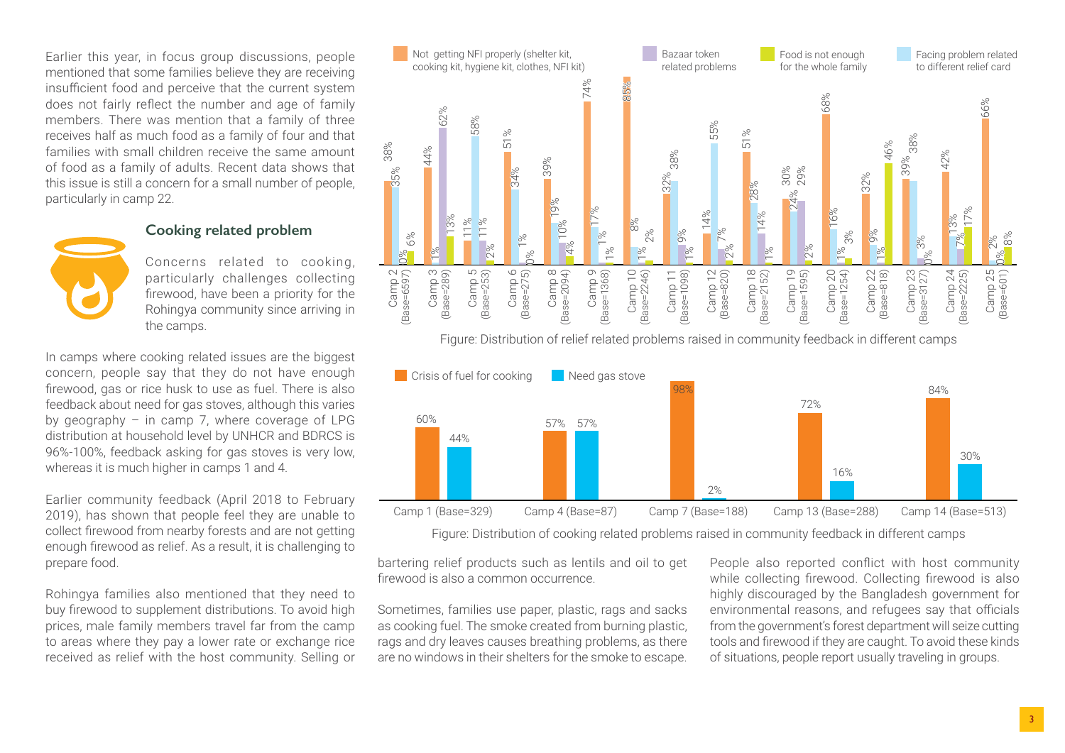Earlier this year, in focus group discussions, people mentioned that some families believe they are receiving insufficient food and perceive that the current system does not fairly reflect the number and age of family members. There was mention that a family of three receives half as much food as a family of four and that families with small children receive the same amount of food as a family of adults. Recent data shows that this issue is still a concern for a small number of people, particularly in camp 22.

### Cooking related problem

Concerns related to cooking, particularly challenges collecting firewood, have been a priority for the Rohingya community since arriving in the camps.

In camps where cooking related issues are the biggest concern, people say that they do not have enough firewood, gas or rice husk to use as fuel. There is also feedback about need for gas stoves, although this varies by geography – in camp 7, where coverage of LPG distribution at household level by UNHCR and BDRCS is 96%-100%, feedback asking for gas stoves is very low, whereas it is much higher in camps 1 and 4.

Earlier community feedback (April 2018 to February 2019), has shown that people feel they are unable to collect firewood from nearby forests and are not getting enough firewood as relief. As a result, it is challenging to prepare food.

Rohingya families also mentioned that they need to buy firewood to supplement distributions. To avoid high prices, male family members travel far from the camp to areas where they pay a lower rate or exchange rice received as relief with the host community. Selling or bartering relief products such as lentils and oil to get firewood is also a common occurrence.

Sometimes, families use paper, plastic, rags and sacks as cooking fuel. The smoke created from burning plastic, rags and dry leaves causes breathing problems, as there are no windows in their shelters for the smoke to escape.

People also reported conflict with host community while collecting firewood. Collecting firewood is also highly discouraged by the Bangladesh government for environmental reasons, and refugees say that officials from the government's forest department will seize cutting tools and firewood if they are caught. To avoid these kinds of situations, people report usually traveling in groups.

| Camp | Not getting NFI properly (shelter kit, cooking kit, hygiene kit, clothes, NFI kit) | Facing problem related to different relief card | Bazaar token related problems | Food is not enough for the whole family |
|---|---|---|---|---|
| Camp 2 (Base=6597) | 38% | 35% | 0% | 6% |
| Camp 3 (Base=289) | 44% | 1% | 62% | 13% |
| Camp 5 (Base=253) | 11% | 58% | 11% | 2% |
| Camp 6 (Base=275) | 51% | 34% | 1% | 0% |
| Camp 8 (Base=2094) | 39% | 19% | 10% | 4% |
| Camp 9 (Base=1368) | 74% | 17% | 1% | 1% |
| Camp 10 (Base=2246) | 85% | 8% | 1% | 2% |
| Camp 11 (Base=1098) | 32% | 38% | 9% | 1% |
| Camp 12 (Base=820) | 14% | 55% | 7% | 2% |
| Camp 18 (Base=2152) | 51% | 28% | 14% | 1% |
| Camp 19 (Base=1595) | 30% | 24% | 29% | 2% |
| Camp 20 (Base=1254) | 68% | 16% | 1% | 3% |
| Camp 22 (Base=818) | 32% | 9% | 1% | 46% |
| Camp 23 (Base=3127) | 39% | 38% | 3% | 0% |
| Camp 24 (Base=2225) | 42% | 13% | 7% | 17% |
| Camp 25 (Base=601) | 66% | 2% | 0% | 8% |

Figure: Distribution of relief related problems raised in community feedback in different camps

| Camp | Crisis of fuel for cooking | Need gas stove |
|---|---|---|
| Camp 1 (Base=329) | 60% | 44% |
| Camp 4 (Base=87) | 57% | 57% |
| Camp 7 (Base=188) | 98% | 2% |
| Camp 13 (Base=288) | 72% | 16% |
| Camp 14 (Base=513) | 84% | 30% |

Figure: Distribution of cooking related problems raised in community feedback in different camps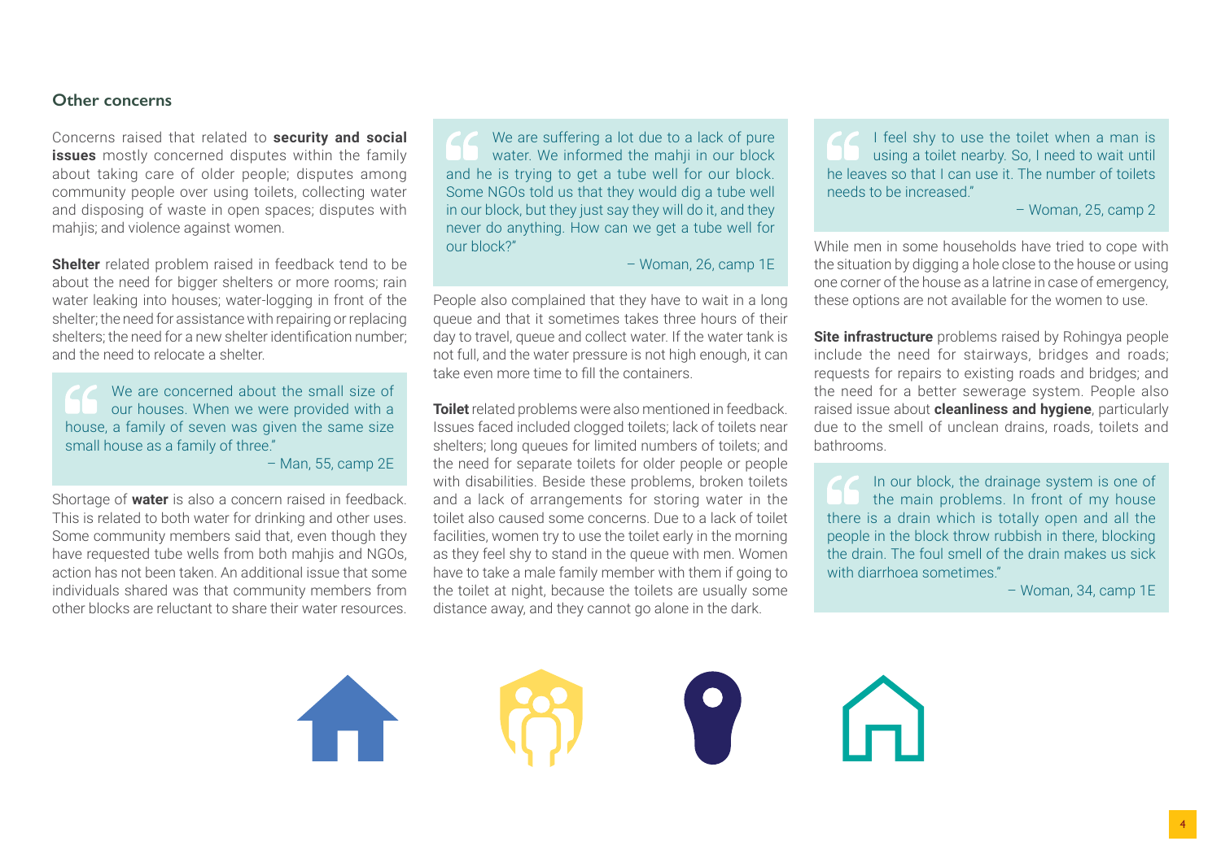### Other concerns

Concerns raised that related to **security and social issues** mostly concerned disputes within the family about taking care of older people; disputes among community people over using toilets, collecting water and disposing of waste in open spaces; disputes with mahjis; and violence against women.

**Shelter** related problem raised in feedback tend to be about the need for bigger shelters or more rooms; rain water leaking into houses; water-logging in front of the shelter; the need for assistance with repairing or replacing shelters; the need for a new shelter identification number; and the need to relocate a shelter.

> We are concerned about the small size of our houses. When we were provided with a house, a family of seven was given the same size small house as a family of three."
>
> – Man, 55, camp 2E

Shortage of **water** is also a concern raised in feedback. This is related to both water for drinking and other uses. Some community members said that, even though they have requested tube wells from both mahjis and NGOs, action has not been taken. An additional issue that some individuals shared was that community members from other blocks are reluctant to share their water resources.

> We are suffering a lot due to a lack of pure water. We informed the mahji in our block and he is trying to get a tube well for our block. Some NGOs told us that they would dig a tube well in our block, but they just say they will do it, and they never do anything. How can we get a tube well for our block?"
>
> – Woman, 26, camp 1E

People also complained that they have to wait in a long queue and that it sometimes takes three hours of their day to travel, queue and collect water. If the water tank is not full, and the water pressure is not high enough, it can take even more time to fill the containers.

**Toilet** related problems were also mentioned in feedback. Issues faced included clogged toilets; lack of toilets near shelters; long queues for limited numbers of toilets; and the need for separate toilets for older people or people with disabilities. Beside these problems, broken toilets and a lack of arrangements for storing water in the toilet also caused some concerns. Due to a lack of toilet facilities, women try to use the toilet early in the morning as they feel shy to stand in the queue with men. Women have to take a male family member with them if going to the toilet at night, because the toilets are usually some distance away, and they cannot go alone in the dark.

> I feel shy to use the toilet when a man is using a toilet nearby. So, I need to wait until he leaves so that I can use it. The number of toilets needs to be increased."
>
> – Woman, 25, camp 2

While men in some households have tried to cope with the situation by digging a hole close to the house or using one corner of the house as a latrine in case of emergency, these options are not available for the women to use.

**Site infrastructure** problems raised by Rohingya people include the need for stairways, bridges and roads; requests for repairs to existing roads and bridges; and the need for a better sewerage system. People also raised issue about **cleanliness and hygiene**, particularly due to the smell of unclean drains, roads, toilets and bathrooms.

> In our block, the drainage system is one of the main problems. In front of my house there is a drain which is totally open and all the people in the block throw rubbish in there, blocking the drain. The foul smell of the drain makes us sick with diarrhoea sometimes."
>
> – Woman, 34, camp 1E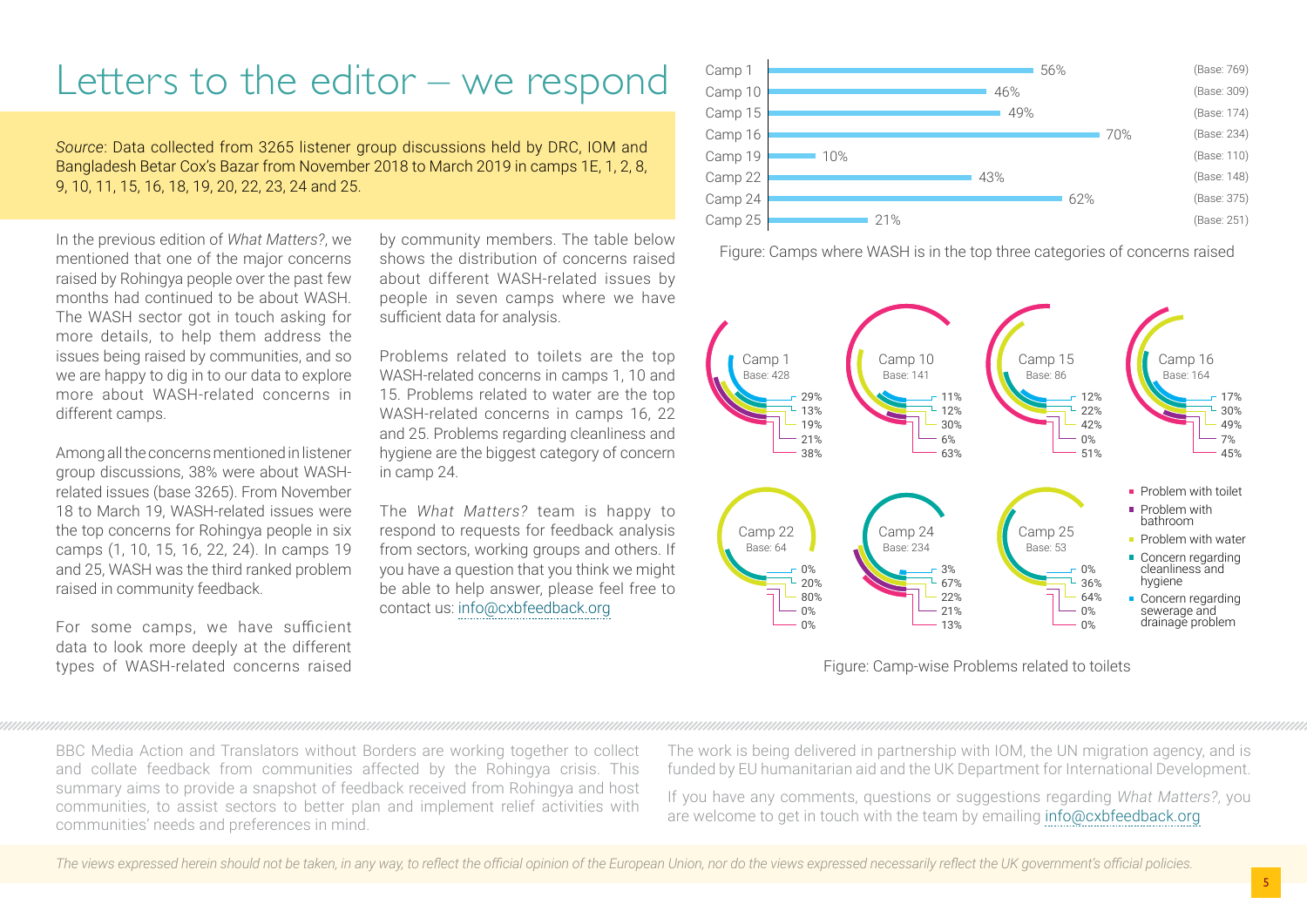# Letters to the editor – we respond

*Source*: Data collected from 3265 listener group discussions held by DRC, IOM and Bangladesh Betar Cox's Bazar from November 2018 to March 2019 in camps 1E, 1, 2, 8, 9, 10, 11, 15, 16, 18, 19, 20, 22, 23, 24 and 25.

In the previous edition of *What Matters?*, we mentioned that one of the major concerns raised by Rohingya people over the past few months had continued to be about WASH. The WASH sector got in touch asking for more details, to help them address the issues being raised by communities, and so we are happy to dig in to our data to explore more about WASH-related concerns in different camps.

Among all the concerns mentioned in listener group discussions, 38% were about WASH-related issues (base 3265). From November 18 to March 19, WASH-related issues were the top concerns for Rohingya people in six camps (1, 10, 15, 16, 22, 24). In camps 19 and 25, WASH was the third ranked problem raised in community feedback.

For some camps, we have sufficient data to look more deeply at the different types of WASH-related concerns raised by community members. The table below shows the distribution of concerns raised about different WASH-related issues by people in seven camps where we have sufficient data for analysis.

Problems related to toilets are the top WASH-related concerns in camps 1, 10 and 15. Problems related to water are the top WASH-related concerns in camps 16, 22 and 25. Problems regarding cleanliness and hygiene are the biggest category of concern in camp 24.

The *What Matters?* team is happy to respond to requests for feedback analysis from sectors, working groups and others. If you have a question that you think we might be able to help answer, please feel free to contact us: info@cxbfeedback.org

Camp 1 56% (Base: 769)
Camp 10 46% (Base: 309)
Camp 15 49% (Base: 174)
Camp 16 70% (Base: 234)
Camp 19 10% (Base: 110)
Camp 22 43% (Base: 148)
Camp 24 62% (Base: 375)
Camp 25 21% (Base: 251)

Figure: Camps where WASH is in the top three categories of concerns raised

Camp 1, Base: 428 — 29%, 13%, 19%, 21%, 38%
Camp 10, Base: 141 — 11%, 12%, 30%, 6%, 63%
Camp 15, Base: 86 — 12%, 22%, 42%, 0%, 51%
Camp 16, Base: 164 — 17%, 30%, 49%, 7%, 45%
Camp 22, Base: 64 — 0%, 20%, 80%, 0%, 0%
Camp 24, Base: 234 — 3%, 67%, 22%, 21%, 13%
Camp 25, Base: 53 — 0%, 36%, 64%, 0%, 0%

- Problem with toilet
- Problem with bathroom
- Problem with water
- Concern regarding cleanliness and hygiene
- Concern regarding sewerage and drainage problem

Figure: Camp-wise Problems related to toilets

BBC Media Action and Translators without Borders are working together to collect and collate feedback from communities affected by the Rohingya crisis. This summary aims to provide a snapshot of feedback received from Rohingya and host communities, to assist sectors to better plan and implement relief activities with communities' needs and preferences in mind.

The work is being delivered in partnership with IOM, the UN migration agency, and is funded by EU humanitarian aid and the UK Department for International Development.

If you have any comments, questions or suggestions regarding *What Matters?*, you are welcome to get in touch with the team by emailing info@cxbfeedback.org

*The views expressed herein should not be taken, in any way, to reflect the official opinion of the European Union, nor do the views expressed necessarily reflect the UK government's official policies.*